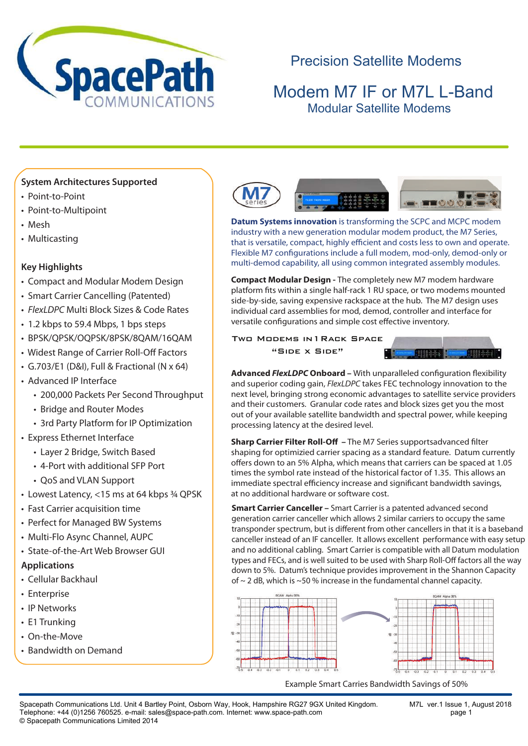# SpacePath COMMUNICATIONS

## Precision Satellite Modems

# Modem M7 IF or M7L L-Band

## Modular Satellite Modems

### System Architectures Supported

- Point-to-Point
- Point-to-Multipoint
- Mesh
- Multicasting

### Key Highlights

- Compact and Modular Modem Design
- Smart Carrier Cancelling (Patented)
- *FlexLDPC* Multi Block Sizes & Code Rates
- 1.2 kbps to 59.4 Mbps, 1 bps steps
- BPSK/QPSK/OQPSK/8PSK/8QAM/16QAM
- Widest Range of Carrier Roll-Off Factors
- G.703/E1 (D&I), Full & Fractional (N x 64)
- Advanced IP Interface
  - 200,000 Packets Per Second Throughput
  - Bridge and Router Modes
  - 3rd Party Platform for IP Optimization
- Express Ethernet Interface
  - Layer 2 Bridge, Switch Based
  - 4-Port with additional SFP Port
  - QoS and VLAN Support
- Lowest Latency, <15 ms at 64 kbps ¾ QPSK
- Fast Carrier acquisition time
- Perfect for Managed BW Systems
- Multi-Flo Async Channel, AUPC
- State-of-the-Art Web Browser GUI

### Applications

- Cellular Backhaul
- Enterprise
- IP Networks
- E1 Trunking
- On-the-Move
- Bandwidth on Demand

**Datum Systems innovation** is transforming the SCPC and MCPC modem industry with a new generation modular modem product, the M7 Series, that is versatile, compact, highly efficient and costs less to own and operate. Flexible M7 configurations include a full modem, mod-only, demod-only or multi-demod capability, all using common integrated assembly modules.

**Compact Modular Design -** The completely new M7 modem hardware platform fits within a single half-rack 1 RU space, or two modems mounted side-by-side, saving expensive rackspace at the hub. The M7 design uses individual card assemblies for mod, demod, controller and interface for versatile configurations and simple cost effective inventory.

**Two Modems in 1 Rack Space "Side x Side"**

**Advanced *FlexLDPC* Onboard –** With unparalleled configuration flexibility and superior coding gain, *FlexLDPC* takes FEC technology innovation to the next level, bringing strong economic advantages to satellite service providers and their customers. Granular code rates and block sizes get you the most out of your available satellite bandwidth and spectral power, while keeping processing latency at the desired level.

**Sharp Carrier Filter Roll-Off –** The M7 Series supportsadvanced filter shaping for optimizied carrier spacing as a standard feature. Datum currently offers down to an 5% Alpha, which means that carriers can be spaced at 1.05 times the symbol rate instead of the historical factor of 1.35. This allows an immediate spectral efficiency increase and significant bandwidth savings, at no additional hardware or software cost.

**Smart Carrier Canceller –** Smart Carrier is a patented advanced second generation carrier canceller which allows 2 similar carriers to occupy the same transponder spectrum, but is different from other cancellers in that it is a baseband canceller instead of an IF canceller. It allows excellent performance with easy setup and no additional cabling. Smart Carrier is compatible with all Datum modulation types and FECs, and is well suited to be used with Sharp Roll-Off factors all the way down to 5%. Datum's technique provides improvement in the Shannon Capacity of ~ 2 dB, which is ~50 % increase in the fundamental channel capacity.

Example Smart Carries Bandwidth Savings of 50%

Spacepath Communications Ltd. Unit 4 Bartley Point, Osborn Way, Hook, Hampshire RG27 9GX United Kingdom.
Telephone: +44 (0)1256 760525. e-mail: sales@space-path.com. Internet: www.space-path.com
© Spacepath Communications Limited 2014

M7L ver.1 Issue 1, August 2018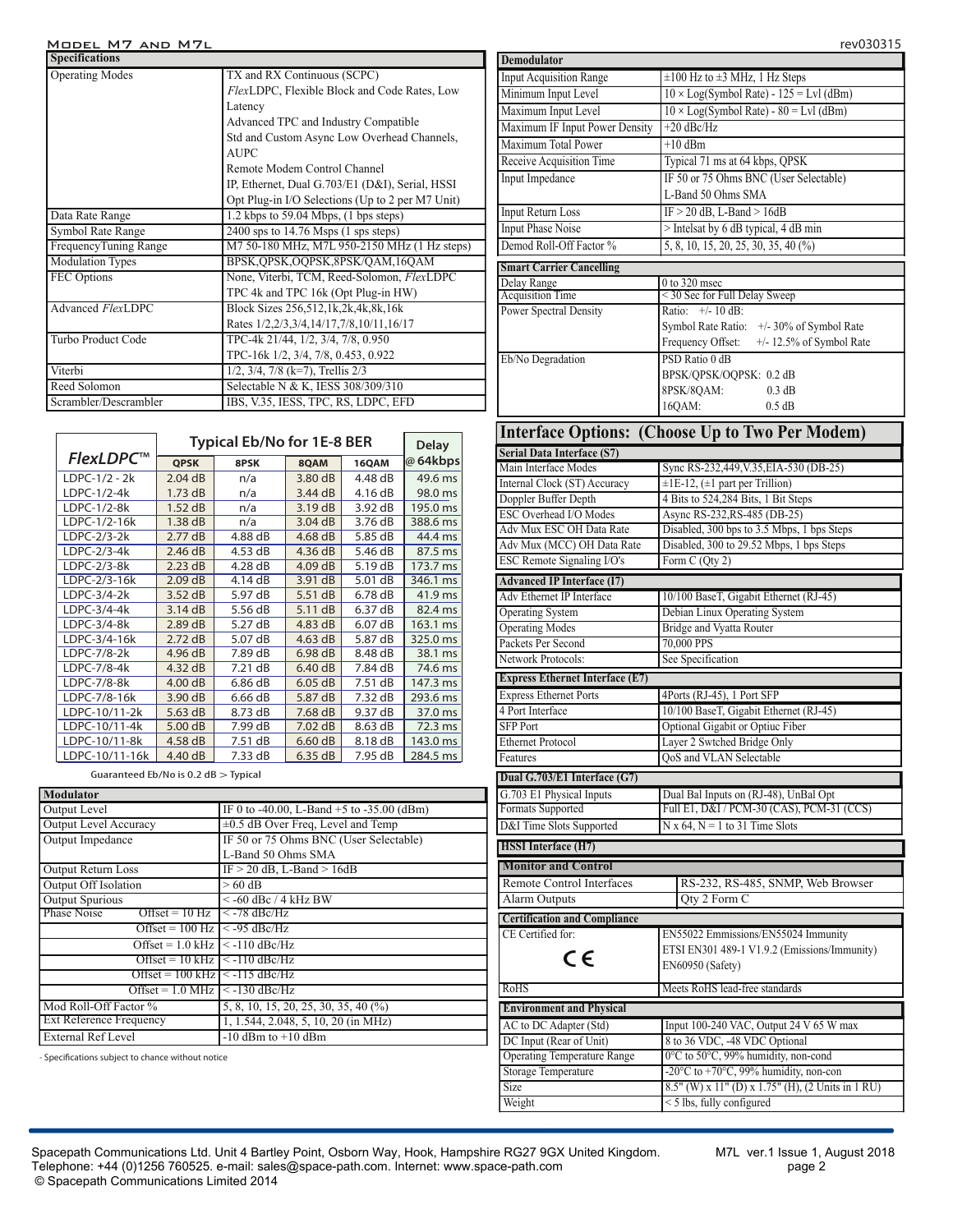## Model M7 and M7L

rev030315

| Specifications | |
|---|---|
| Operating Modes | TX and RX Continuous (SCPC)<br>*Flex*LDPC, Flexible Block and Code Rates, Low Latency<br>Advanced TPC and Industry Compatible<br>Std and Custom Async Low Overhead Channels, AUPC<br>Remote Modem Control Channel<br>IP, Ethernet, Dual G.703/E1 (D&I), Serial, HSSI<br>Opt Plug-in I/O Selections (Up to 2 per M7 Unit) |
| Data Rate Range | 1.2 kbps to 59.04 Mbps, (1 bps steps) |
| Symbol Rate Range | 2400 sps to 14.76 Msps (1 sps steps) |
| FrequencyTuning Range | M7 50-180 MHz, M7L 950-2150 MHz (1 Hz steps) |
| Modulation Types | BPSK,QPSK,OQPSK,8PSK/QAM,16QAM |
| FEC Options | None, Viterbi, TCM, Reed-Solomon, *Flex*LDPC<br>TPC 4k and TPC 16k (Opt Plug-in HW) |
| Advanced *Flex*LDPC | Block Sizes 256,512,1k,2k,4k,8k,16k<br>Rates 1/2,2/3,3/4,14/17,7/8,10/11,16/17 |
| Turbo Product Code | TPC-4k 21/44, 1/2, 3/4, 7/8, 0.950<br>TPC-16k 1/2, 3/4, 7/8, 0.453, 0.922 |
| Viterbi | 1/2, 3/4, 7/8 (k=7), Trellis 2/3 |
| Reed Solomon | Selectable N & K, IESS 308/309/310 |
| Scrambler/Descrambler | IBS, V.35, IESS, TPC, RS, LDPC, EFD |

| *FlexLDPC™* | Typical Eb/No for 1E-8 BER | | | | Delay @64kbps |
|---|---|---|---|---|---|
| | QPSK | 8PSK | 8QAM | 16QAM | |
| LDPC-1/2 - 2k | 2.04 dB | n/a | 3.80 dB | 4.48 dB | 49.6 ms |
| LDPC-1/2-4k | 1.73 dB | n/a | 3.44 dB | 4.16 dB | 98.0 ms |
| LDPC-1/2-8k | 1.52 dB | n/a | 3.19 dB | 3.92 dB | 195.0 ms |
| LDPC-1/2-16k | 1.38 dB | n/a | 3.04 dB | 3.76 dB | 388.6 ms |
| LDPC-2/3-2k | 2.77 dB | 4.88 dB | 4.68 dB | 5.85 dB | 44.4 ms |
| LDPC-2/3-4k | 2.46 dB | 4.53 dB | 4.36 dB | 5.46 dB | 87.5 ms |
| LDPC-2/3-8k | 2.23 dB | 4.28 dB | 4.09 dB | 5.19 dB | 173.7 ms |
| LDPC-2/3-16k | 2.09 dB | 4.14 dB | 3.91 dB | 5.01 dB | 346.1 ms |
| LDPC-3/4-2k | 3.52 dB | 5.97 dB | 5.51 dB | 6.78 dB | 41.9 ms |
| LDPC-3/4-4k | 3.14 dB | 5.56 dB | 5.11 dB | 6.37 dB | 82.4 ms |
| LDPC-3/4-8k | 2.89 dB | 5.27 dB | 4.83 dB | 6.07 dB | 163.1 ms |
| LDPC-3/4-16k | 2.72 dB | 5.07 dB | 4.63 dB | 5.87 dB | 325.0 ms |
| LDPC-7/8-2k | 4.96 dB | 7.89 dB | 6.98 dB | 8.48 dB | 38.1 ms |
| LDPC-7/8-4k | 4.32 dB | 7.21 dB | 6.40 dB | 7.84 dB | 74.6 ms |
| LDPC-7/8-8k | 4.00 dB | 6.86 dB | 6.05 dB | 7.51 dB | 147.3 ms |
| LDPC-7/8-16k | 3.90 dB | 6.66 dB | 5.87 dB | 7.32 dB | 293.6 ms |
| LDPC-10/11-2k | 5.63 dB | 8.73 dB | 7.68 dB | 9.37 dB | 37.0 ms |
| LDPC-10/11-4k | 5.00 dB | 7.99 dB | 7.02 dB | 8.63 dB | 72.3 ms |
| LDPC-10/11-8k | 4.58 dB | 7.51 dB | 6.60 dB | 8.18 dB | 143.0 ms |
| LDPC-10/11-16k | 4.40 dB | 7.33 dB | 6.35 dB | 7.95 dB | 284.5 ms |

Guaranteed Eb/No is 0.2 dB > Typical

| Modulator | |
|---|---|
| Output Level | IF 0 to -40.00, L-Band +5 to -35.00 (dBm) |
| Output Level Accuracy | ±0.5 dB Over Freq, Level and Temp |
| Output Impedance | IF 50 or 75 Ohms BNC (User Selectable)<br>L-Band 50 Ohms SMA |
| Output Return Loss | IF > 20 dB, L-Band > 16dB |
| Output Off Isolation | > 60 dB |
| Output Spurious | < -60 dBc / 4 kHz BW |
| Phase Noise Offset = 10 Hz | < -78 dBc/Hz |
| Offset = 100 Hz | < -95 dBc/Hz |
| Offset = 1.0 kHz | < -110 dBc/Hz |
| Offset = 10 kHz | < -110 dBc/Hz |
| Offset = 100 kHz | < -115 dBc/Hz |
| Offset = 1.0 MHz | < -130 dBc/Hz |
| Mod Roll-Off Factor % | 5, 8, 10, 15, 20, 25, 30, 35, 40 (%) |
| Ext Reference Frequency | 1, 1.544, 2.048, 5, 10, 20 (in MHz) |
| External Ref Level | -10 dBm to +10 dBm |

- Specifications subject to chance without notice

| Demodulator | |
|---|---|
| Input Acquisition Range | ±100 Hz to ±3 MHz, 1 Hz Steps |
| Minimum Input Level | 10 × Log(Symbol Rate) - 125 = Lvl (dBm) |
| Maximum Input Level | 10 × Log(Symbol Rate) - 80 = Lvl (dBm) |
| Maximum IF Input Power Density | +20 dBc/Hz |
| Maximum Total Power | +10 dBm |
| Receive Acquisition Time | Typical 71 ms at 64 kbps, QPSK |
| Input Impedance | IF 50 or 75 Ohms BNC (User Selectable)<br>L-Band 50 Ohms SMA |
| Input Return Loss | IF > 20 dB, L-Band > 16dB |
| Input Phase Noise | > Intelsat by 6 dB typical, 4 dB min |
| Demod Roll-Off Factor % | 5, 8, 10, 15, 20, 25, 30, 35, 40 (%) |

| Smart Carrier Cancelling | |
|---|---|
| Delay Range | 0 to 320 msec |
| Acquisition Time | < 30 Sec for Full Delay Sweep |
| Power Spectral Density | Ratio: +/- 10 dB:<br>Symbol Rate Ratio: +/- 30% of Symbol Rate<br>Frequency Offset: +/- 12.5% of Symbol Rate |
| Eb/No Degradation | PSD Ratio 0 dB<br>BPSK/QPSK/OQPSK: 0.2 dB<br>8PSK/8QAM: 0.3 dB<br>16QAM: 0.5 dB |

## Interface Options: (Choose Up to Two Per Modem)

| Serial Data Interface (S7) | |
|---|---|
| Main Interface Modes | Sync RS-232,449,V.35,EIA-530 (DB-25) |
| Internal Clock (ST) Accuracy | ±1E-12, (±1 part per Trillion) |
| Doppler Buffer Depth | 4 Bits to 524,284 Bits, 1 Bit Steps |
| ESC Overhead I/O Modes | Async RS-232,RS-485 (DB-25) |
| Adv Mux ESC OH Data Rate | Disabled, 300 bps to 3.5 Mbps, 1 bps Steps |
| Adv Mux (MCC) OH Data Rate | Disabled, 300 to 29.52 Mbps, 1 bps Steps |
| ESC Remote Signaling I/O's | Form C (Qty 2) |

| Advanced IP Interface (I7) | |
|---|---|
| Adv Ethernet IP Interface | 10/100 BaseT, Gigabit Ethernet (RJ-45) |
| Operating System | Debian Linux Operating System |
| Operating Modes | Bridge and Vyatta Router |
| Packets Per Second | 70,000 PPS |
| Network Protocols: | See Specification |

| Express Ethernet Interface (E7) | |
|---|---|
| Express Ethernet Ports | 4Ports (RJ-45), 1 Port SFP |
| 4 Port Interface | 10/100 BaseT, Gigabit Ethernet (RJ-45) |
| SFP Port | Optional Gigabit or Optiuc Fiber |
| Ethernet Protocol | Layer 2 Swtched Bridge Only |
| Features | QoS and VLAN Selectable |

| Dual G.703/E1 Interface (G7) | |
|---|---|
| G.703 E1 Physical Inputs | Dual Bal Inputs on (RJ-48), UnBal Opt |
| Formats Supported | Full E1, D&I / PCM-30 (CAS), PCM-31 (CCS) |
| D&I Time Slots Supported | N x 64, N = 1 to 31 Time Slots |

**HSSI Interface (H7)**

| Monitor and Control | |
|---|---|
| Remote Control Interfaces | RS-232, RS-485, SNMP, Web Browser |
| Alarm Outputs | Qty 2 Form C |

| Certification and Compliance | |
|---|---|
| CE Certified for:<br>CE | EN55022 Emmissions/EN55024 Immunity<br>ETSI EN301 489-1 V1.9.2 (Emissions/Immunity)<br>EN60950 (Safety) |
| RoHS | Meets RoHS lead-free standards |

| Environment and Physical | |
|---|---|
| AC to DC Adapter (Std) | Input 100-240 VAC, Output 24 V 65 W max |
| DC Input (Rear of Unit) | 8 to 36 VDC, -48 VDC Optional |
| Operating Temperature Range | 0°C to 50°C, 99% humidity, non-cond |
| Storage Temperature | -20°C to +70°C, 99% humidity, non-con |
| Size | 8.5" (W) x 11" (D) x 1.75" (H), (2 Units in 1 RU) |
| Weight | < 5 lbs, fully configured |

Spacepath Communications Ltd. Unit 4 Bartley Point, Osborn Way, Hook, Hampshire RG27 9GX United Kingdom.
Telephone: +44 (0)1256 760525. e-mail: sales@space-path.com. Internet: www.space-path.com
© Spacepath Communications Limited 2014

M7L ver.1 Issue 1, August 2018